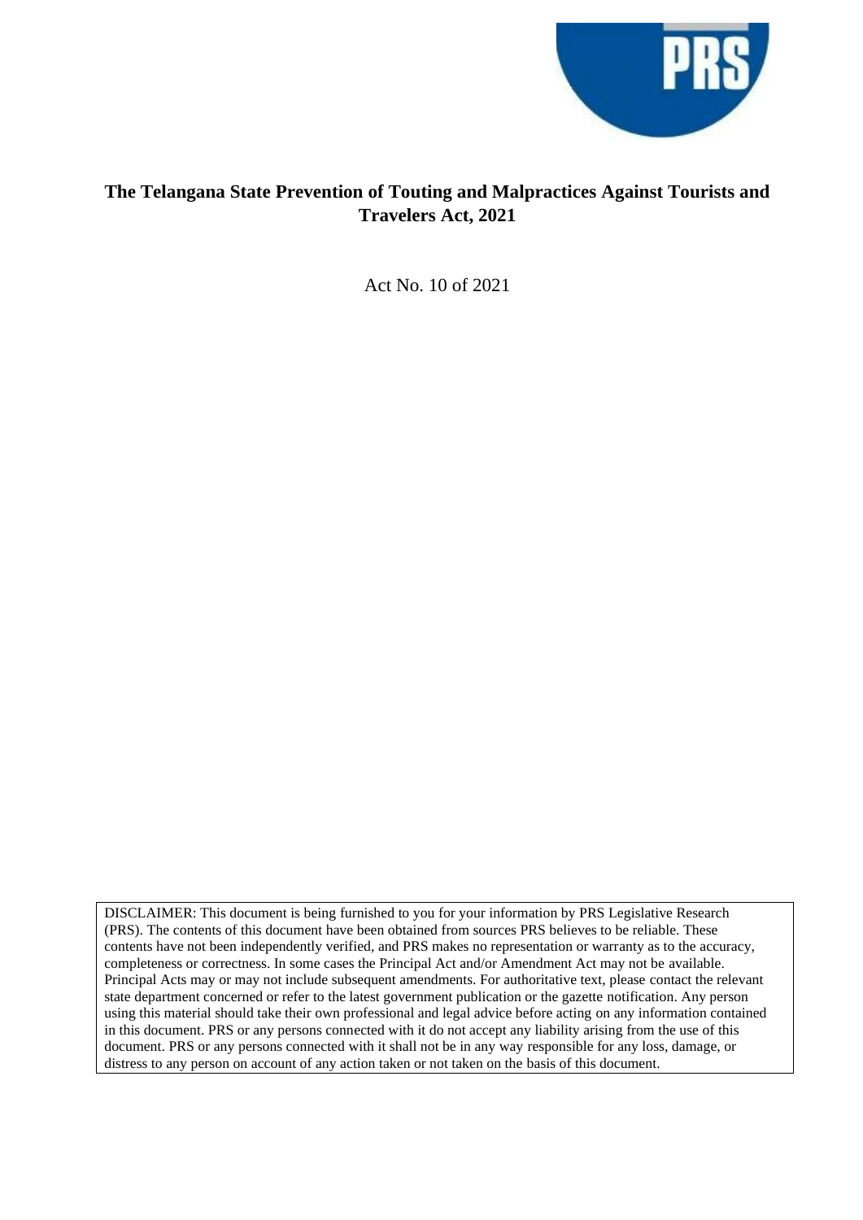# The Telangana State Prevention of Touting and Malpractices Against Tourists and Travelers Act, 2021

Act No. 10 of 2021

DISCLAIMER: This document is being furnished to you for your information by PRS Legislative Research (PRS). The contents of this document have been obtained from sources PRS believes to be reliable. These contents have not been independently verified, and PRS makes no representation or warranty as to the accuracy, completeness or correctness. In some cases the Principal Act and/or Amendment Act may not be available. Principal Acts may or may not include subsequent amendments. For authoritative text, please contact the relevant state department concerned or refer to the latest government publication or the gazette notification. Any person using this material should take their own professional and legal advice before acting on any information contained in this document. PRS or any persons connected with it do not accept any liability arising from the use of this document. PRS or any persons connected with it shall not be in any way responsible for any loss, damage, or distress to any person on account of any action taken or not taken on the basis of this document.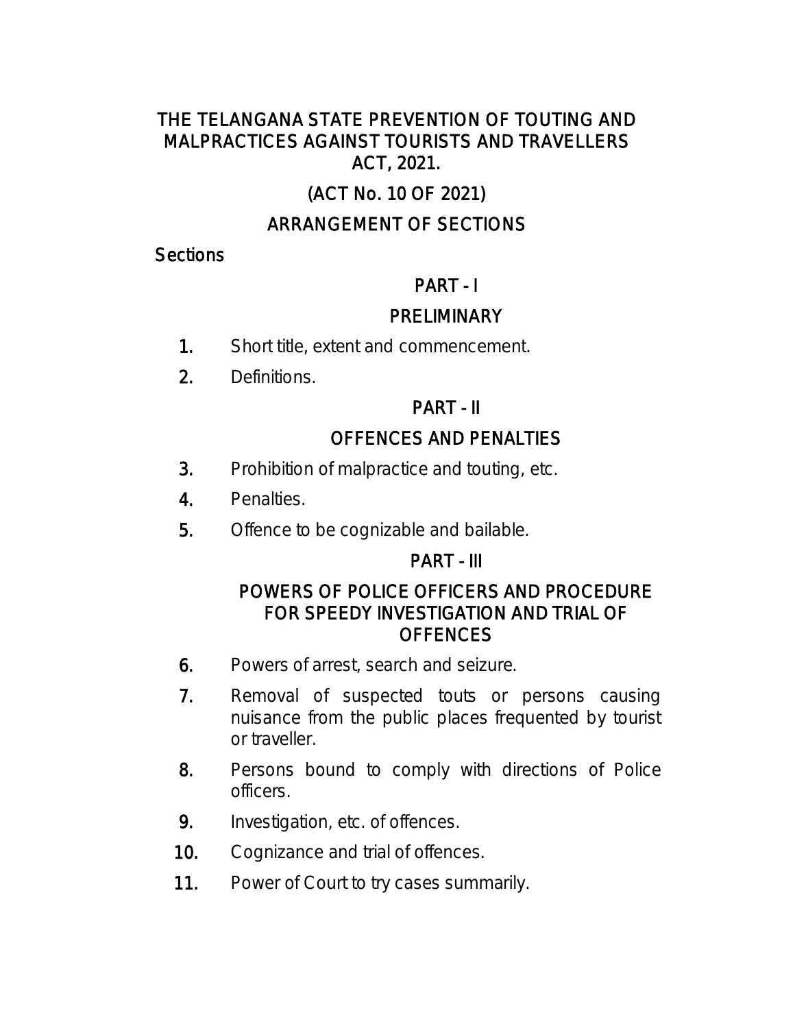# THE TELANGANA STATE PREVENTION OF TOUTING AND MALPRACTICES AGAINST TOURISTS AND TRAVELLERS ACT, 2021.

## (ACT No. 10 OF 2021)

## ARRANGEMENT OF SECTIONS

Sections

### PART - I

### PRELIMINARY

1. Short title, extent and commencement.
2. Definitions.

### PART - II

### OFFENCES AND PENALTIES

3. Prohibition of malpractice and touting, etc.
4. Penalties.
5. Offence to be cognizable and bailable.

### PART - III

### POWERS OF POLICE OFFICERS AND PROCEDURE FOR SPEEDY INVESTIGATION AND TRIAL OF OFFENCES

6. Powers of arrest, search and seizure.
7. Removal of suspected touts or persons causing nuisance from the public places frequented by tourist or traveller.
8. Persons bound to comply with directions of Police officers.
9. Investigation, etc. of offences.
10. Cognizance and trial of offences.
11. Power of Court to try cases summarily.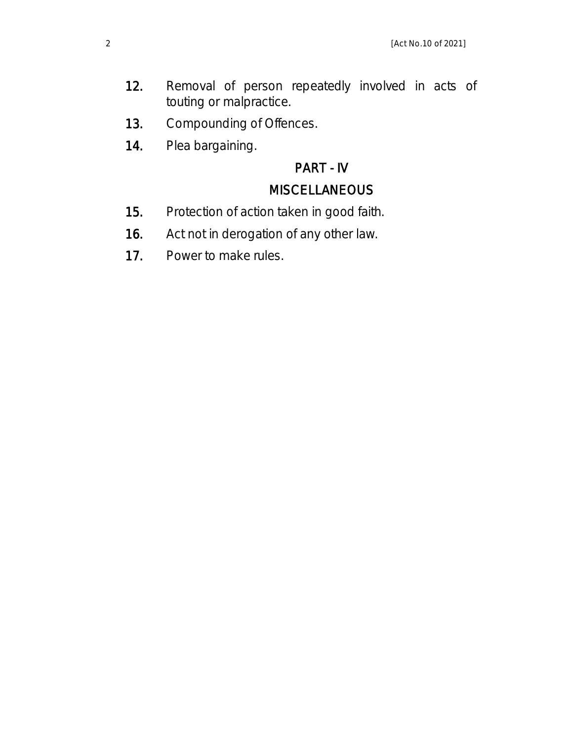12. Removal of person repeatedly involved in acts of touting or malpractice.
13. Compounding of Offences.
14. Plea bargaining.

## PART - IV

## MISCELLANEOUS

15. Protection of action taken in good faith.
16. Act not in derogation of any other law.
17. Power to make rules.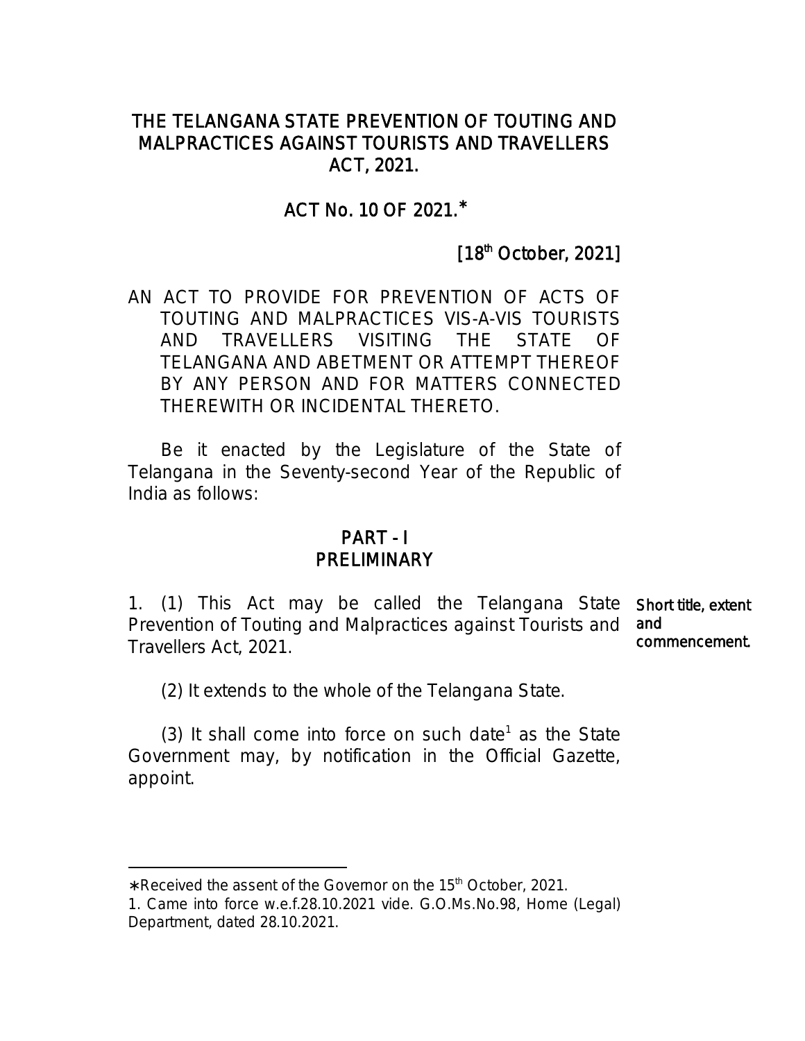# THE TELANGANA STATE PREVENTION OF TOUTING AND MALPRACTICES AGAINST TOURISTS AND TRAVELLERS ACT, 2021.

## ACT No. 10 OF 2021.*

[18th October, 2021]

AN ACT TO PROVIDE FOR PREVENTION OF ACTS OF TOUTING AND MALPRACTICES VIS-A-VIS TOURISTS AND TRAVELLERS VISITING THE STATE OF TELANGANA AND ABETMENT OR ATTEMPT THEREOF BY ANY PERSON AND FOR MATTERS CONNECTED THEREWITH OR INCIDENTAL THERETO.

Be it enacted by the Legislature of the State of Telangana in the Seventy-second Year of the Republic of India as follows:

## PART - I
## PRELIMINARY

**Short title, extent and commencement.**

1. (1) This Act may be called the Telangana State Prevention of Touting and Malpractices against Tourists and Travellers Act, 2021.

(2) It extends to the whole of the Telangana State.

(3) It shall come into force on such date[1] as the State Government may, by notification in the Official Gazette, appoint.

---

*Received the assent of the Governor on the 15th October, 2021.

1. Came into force w.e.f.28.10.2021 vide. G.O.Ms.No.98, Home (Legal) Department, dated 28.10.2021.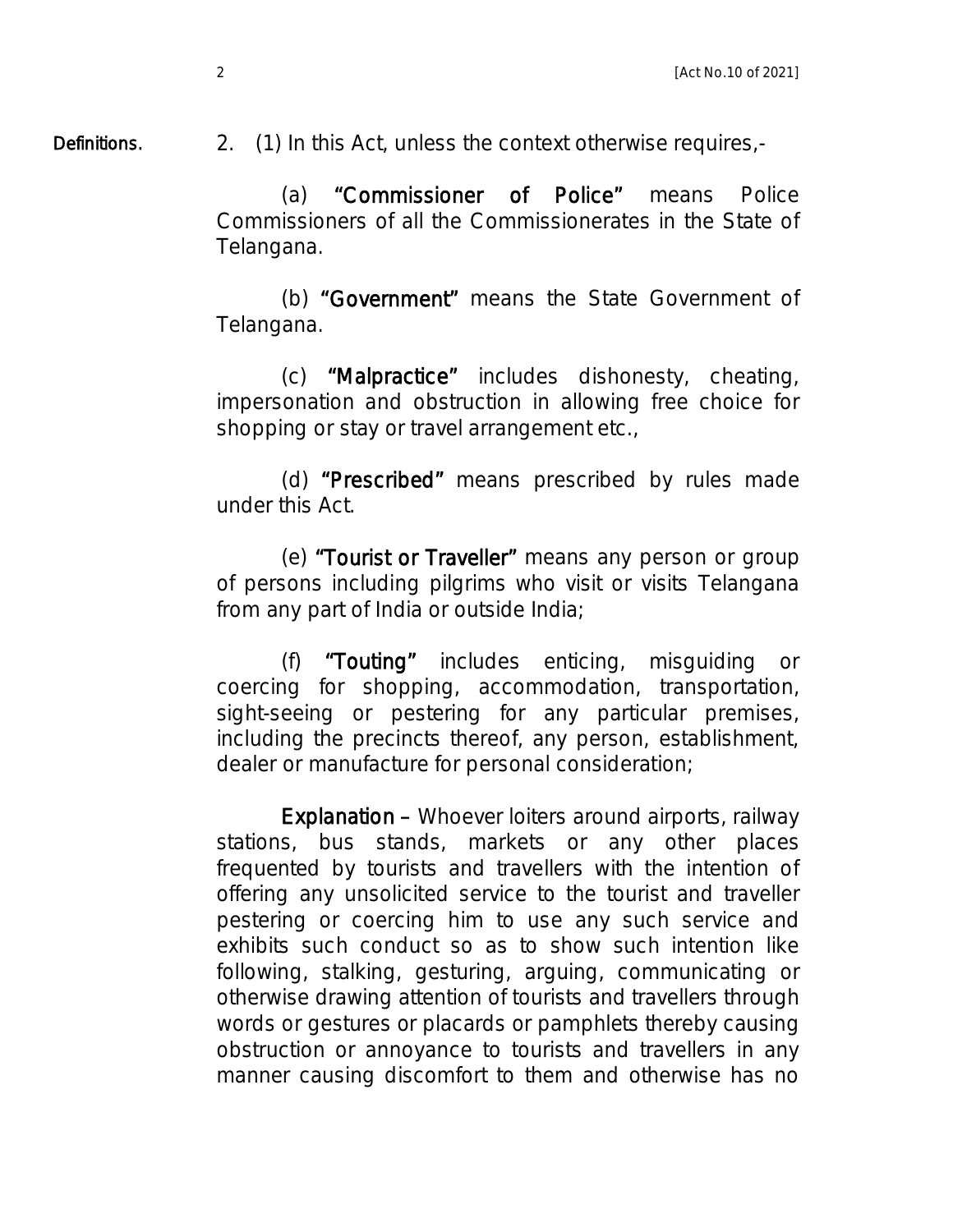**Definitions.**

2. (1) In this Act, unless the context otherwise requires,-

(a) **"Commissioner of Police"** means Police Commissioners of all the Commissionerates in the State of Telangana.

(b) **"Government"** means the State Government of Telangana.

(c) **"Malpractice"** includes dishonesty, cheating, impersonation and obstruction in allowing free choice for shopping or stay or travel arrangement etc.,

(d) **"Prescribed"** means prescribed by rules made under this Act.

(e) **"Tourist or Traveller"** means any person or group of persons including pilgrims who visit or visits Telangana from any part of India or outside India;

(f) **"Touting"** includes enticing, misguiding or coercing for shopping, accommodation, transportation, sight-seeing or pestering for any particular premises, including the precincts thereof, any person, establishment, dealer or manufacture for personal consideration;

**Explanation** – Whoever loiters around airports, railway stations, bus stands, markets or any other places frequented by tourists and travellers with the intention of offering any unsolicited service to the tourist and traveller pestering or coercing him to use any such service and exhibits such conduct so as to show such intention like following, stalking, gesturing, arguing, communicating or otherwise drawing attention of tourists and travellers through words or gestures or placards or pamphlets thereby causing obstruction or annoyance to tourists and travellers in any manner causing discomfort to them and otherwise has no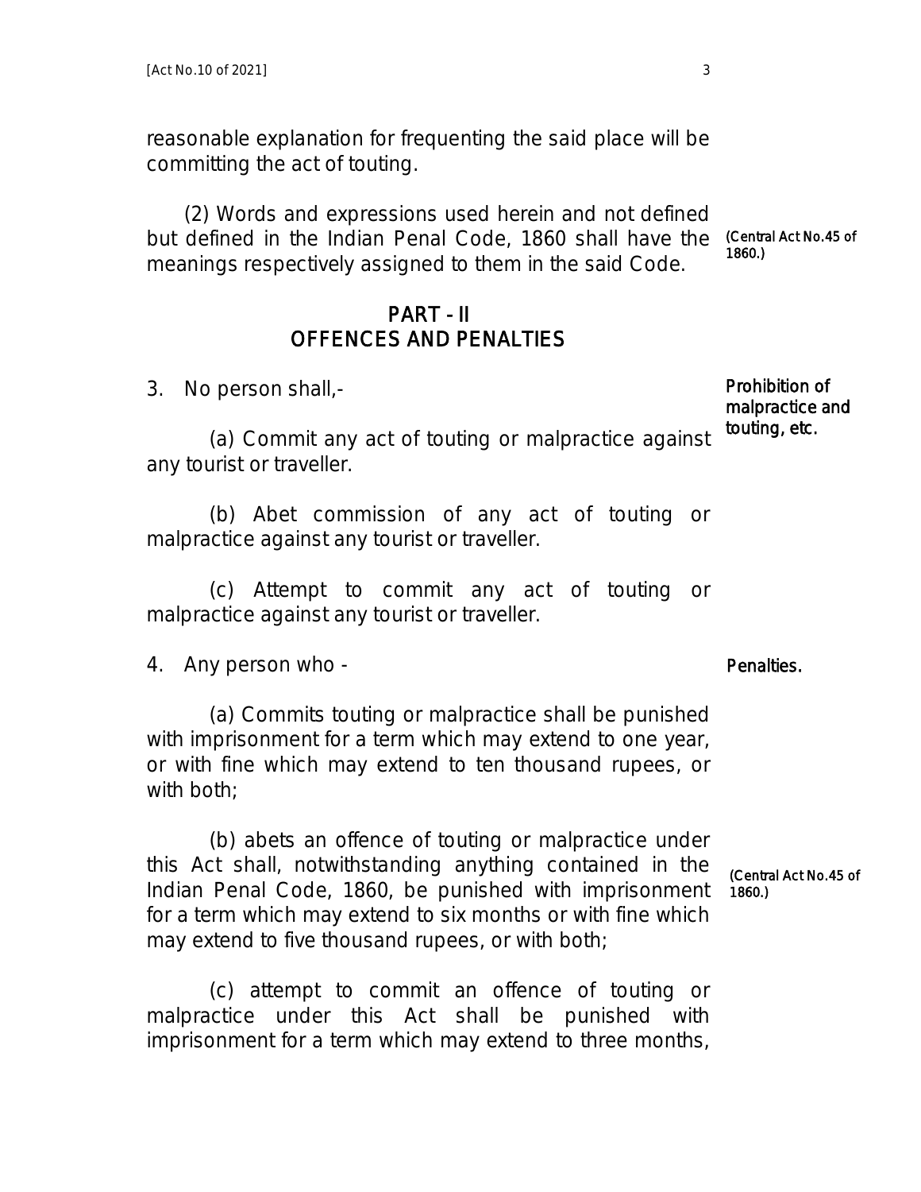reasonable explanation for frequenting the said place will be committing the act of touting.

(2) Words and expressions used herein and not defined but defined in the Indian Penal Code, 1860 shall have the meanings respectively assigned to them in the said Code. (Central Act No.45 of 1860.)

## PART - II
## OFFENCES AND PENALTIES

**Prohibition of malpractice and touting, etc.**

3. No person shall,-

(a) Commit any act of touting or malpractice against any tourist or traveller.

(b) Abet commission of any act of touting or malpractice against any tourist or traveller.

(c) Attempt to commit any act of touting or malpractice against any tourist or traveller.

**Penalties.**

4. Any person who -

(a) Commits touting or malpractice shall be punished with imprisonment for a term which may extend to one year, or with fine which may extend to ten thousand rupees, or with both;

(b) abets an offence of touting or malpractice under this Act shall, notwithstanding anything contained in the Indian Penal Code, 1860, be punished with imprisonment for a term which may extend to six months or with fine which may extend to five thousand rupees, or with both; (Central Act No.45 of 1860.)

(c) attempt to commit an offence of touting or malpractice under this Act shall be punished with imprisonment for a term which may extend to three months,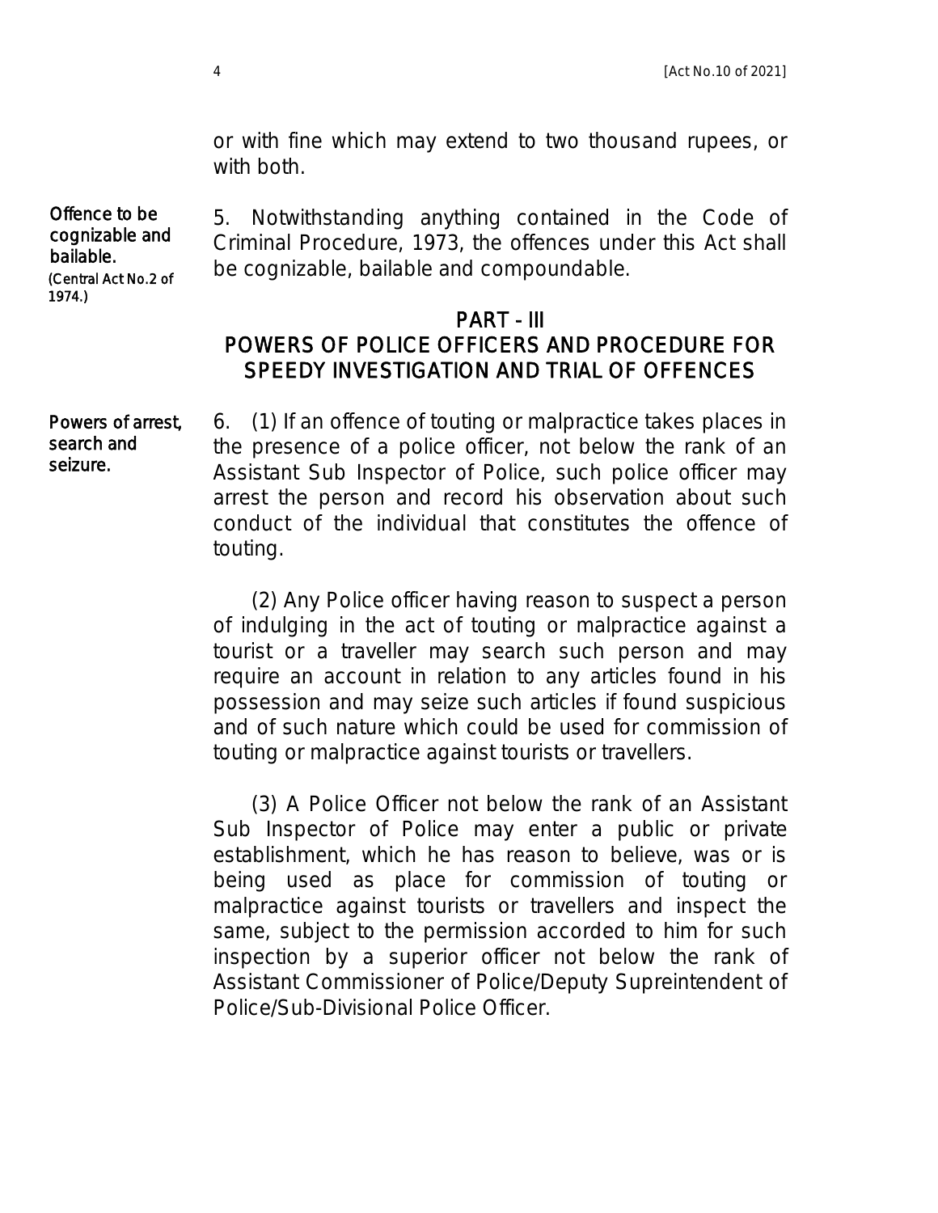or with fine which may extend to two thousand rupees, or with both.

**Offence to be cognizable and bailable.**
*(Central Act No.2 of 1974.)*

5. Notwithstanding anything contained in the Code of Criminal Procedure, 1973, the offences under this Act shall be cognizable, bailable and compoundable.

## PART - III
## POWERS OF POLICE OFFICERS AND PROCEDURE FOR SPEEDY INVESTIGATION AND TRIAL OF OFFENCES

**Powers of arrest, search and seizure.**

6. (1) If an offence of touting or malpractice takes places in the presence of a police officer, not below the rank of an Assistant Sub Inspector of Police, such police officer may arrest the person and record his observation about such conduct of the individual that constitutes the offence of touting.

(2) Any Police officer having reason to suspect a person of indulging in the act of touting or malpractice against a tourist or a traveller may search such person and may require an account in relation to any articles found in his possession and may seize such articles if found suspicious and of such nature which could be used for commission of touting or malpractice against tourists or travellers.

(3) A Police Officer not below the rank of an Assistant Sub Inspector of Police may enter a public or private establishment, which he has reason to believe, was or is being used as place for commission of touting or malpractice against tourists or travellers and inspect the same, subject to the permission accorded to him for such inspection by a superior officer not below the rank of Assistant Commissioner of Police/Deputy Supreintendent of Police/Sub-Divisional Police Officer.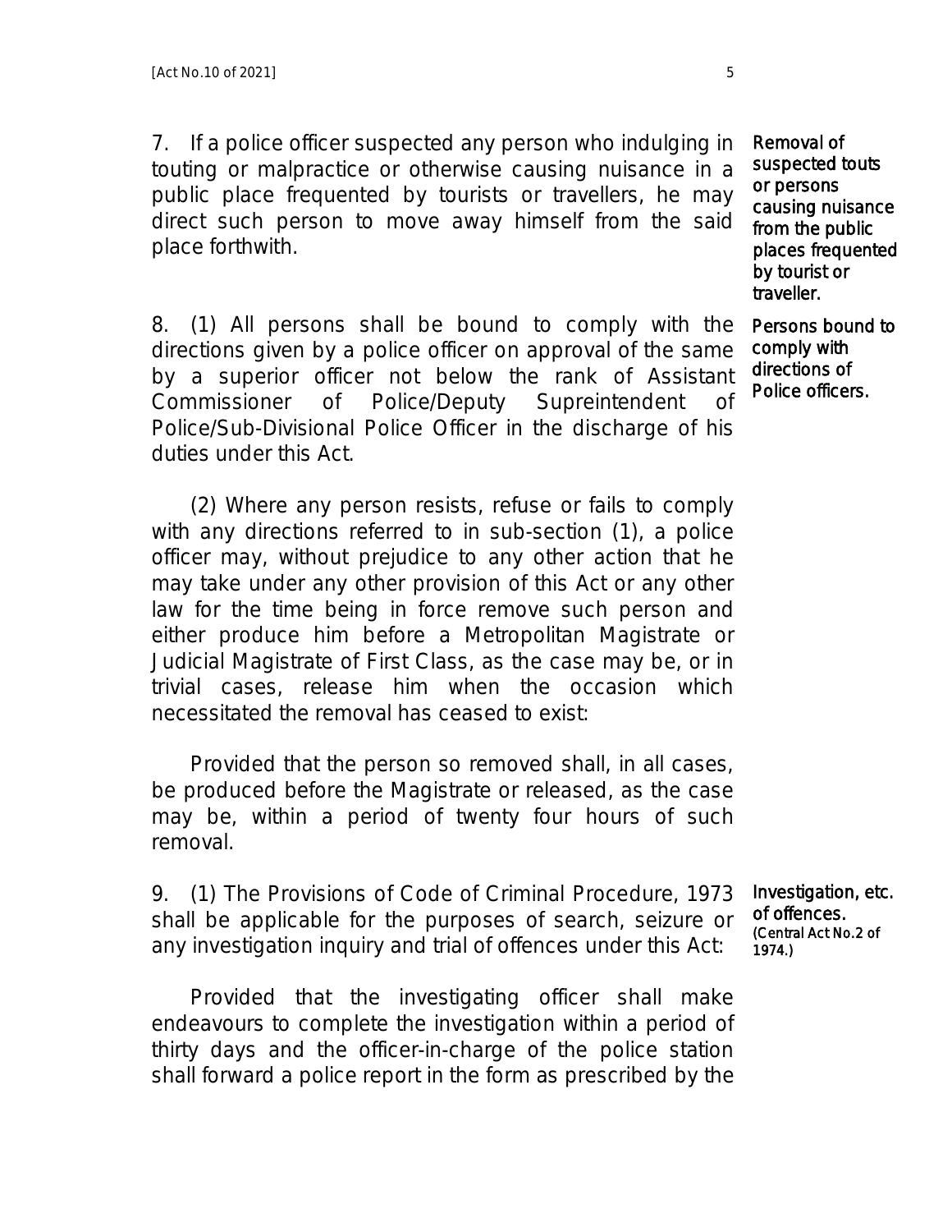7. If a police officer suspected any person who indulging in touting or malpractice or otherwise causing nuisance in a public place frequented by tourists or travellers, he may direct such person to move away himself from the said place forthwith.

**Removal of suspected touts or persons causing nuisance from the public places frequented by tourist or traveller.**

8. (1) All persons shall be bound to comply with the directions given by a police officer on approval of the same by a superior officer not below the rank of Assistant Commissioner of Police/Deputy Supreintendent of Police/Sub-Divisional Police Officer in the discharge of his duties under this Act.

**Persons bound to comply with directions of Police officers.**

(2) Where any person resists, refuse or fails to comply with any directions referred to in sub-section (1), a police officer may, without prejudice to any other action that he may take under any other provision of this Act or any other law for the time being in force remove such person and either produce him before a Metropolitan Magistrate or Judicial Magistrate of First Class, as the case may be, or in trivial cases, release him when the occasion which necessitated the removal has ceased to exist:

Provided that the person so removed shall, in all cases, be produced before the Magistrate or released, as the case may be, within a period of twenty four hours of such removal.

9. (1) The Provisions of Code of Criminal Procedure, 1973 shall be applicable for the purposes of search, seizure or any investigation inquiry and trial of offences under this Act:

**Investigation, etc. of offences.**
(Central Act No.2 of 1974.)

Provided that the investigating officer shall make endeavours to complete the investigation within a period of thirty days and the officer-in-charge of the police station shall forward a police report in the form as prescribed by the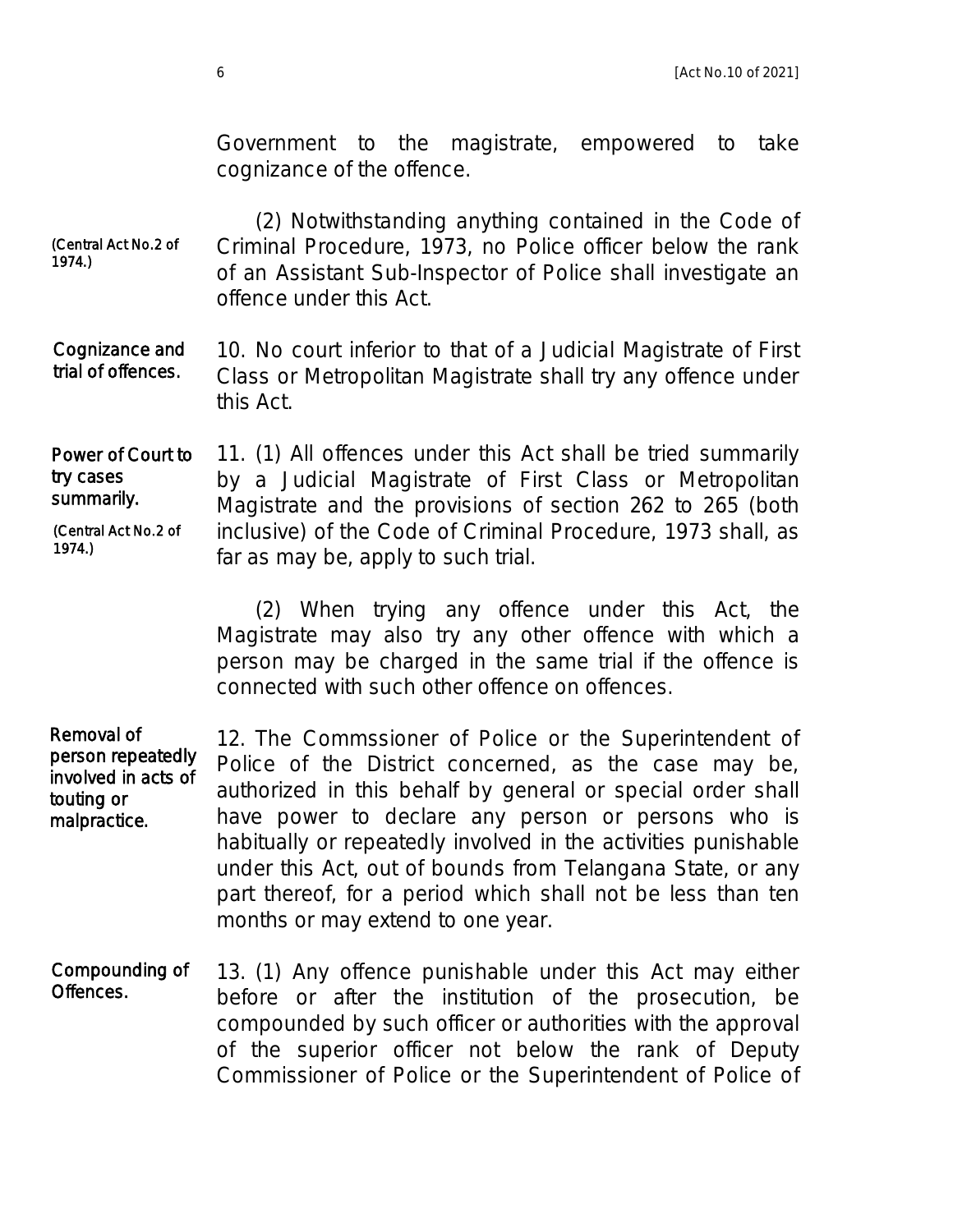Government to the magistrate, empowered to take cognizance of the offence.

(Central Act No.2 of 1974.)

(2) Notwithstanding anything contained in the Code of Criminal Procedure, 1973, no Police officer below the rank of an Assistant Sub-Inspector of Police shall investigate an offence under this Act.

**Cognizance and trial of offences.**

10. No court inferior to that of a Judicial Magistrate of First Class or Metropolitan Magistrate shall try any offence under this Act.

**Power of Court to try cases summarily.**

(Central Act No.2 of 1974.)

11. (1) All offences under this Act shall be tried summarily by a Judicial Magistrate of First Class or Metropolitan Magistrate and the provisions of section 262 to 265 (both inclusive) of the Code of Criminal Procedure, 1973 shall, as far as may be, apply to such trial.

(2) When trying any offence under this Act, the Magistrate may also try any other offence with which a person may be charged in the same trial if the offence is connected with such other offence on offences.

**Removal of person repeatedly involved in acts of touting or malpractice.**

12. The Commssioner of Police or the Superintendent of Police of the District concerned, as the case may be, authorized in this behalf by general or special order shall have power to declare any person or persons who is habitually or repeatedly involved in the activities punishable under this Act, out of bounds from Telangana State, or any part thereof, for a period which shall not be less than ten months or may extend to one year.

**Compounding of Offences.**

13. (1) Any offence punishable under this Act may either before or after the institution of the prosecution, be compounded by such officer or authorities with the approval of the superior officer not below the rank of Deputy Commissioner of Police or the Superintendent of Police of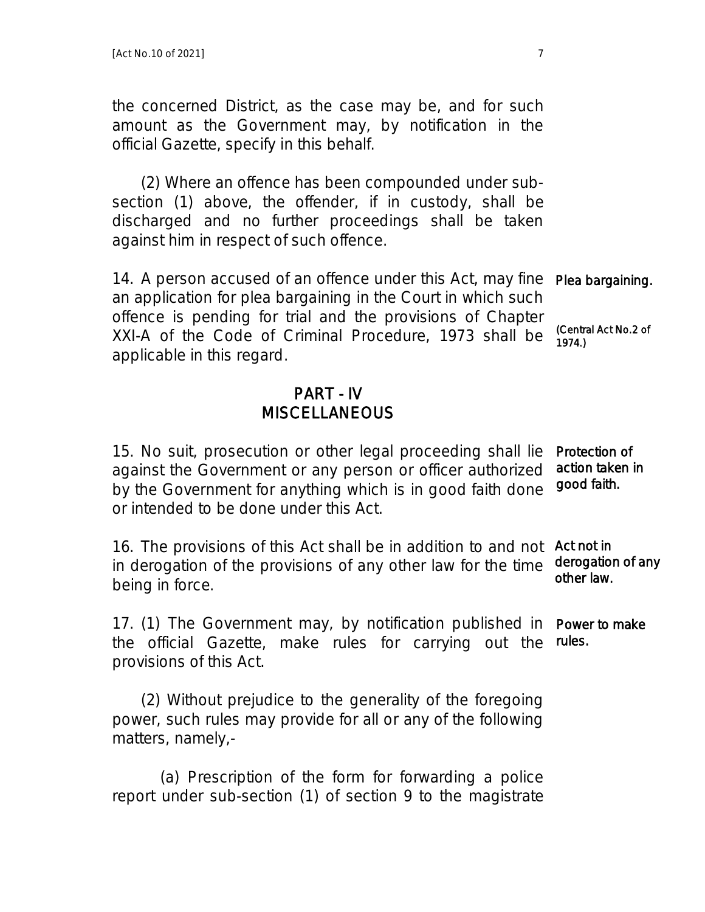the concerned District, as the case may be, and for such amount as the Government may, by notification in the official Gazette, specify in this behalf.

(2) Where an offence has been compounded under sub-section (1) above, the offender, if in custody, shall be discharged and no further proceedings shall be taken against him in respect of such offence.

**Plea bargaining.**

*(Central Act No.2 of 1974.)*

14. A person accused of an offence under this Act, may fine an application for plea bargaining in the Court in which such offence is pending for trial and the provisions of Chapter XXI-A of the Code of Criminal Procedure, 1973 shall be applicable in this regard.

## PART - IV
## MISCELLANEOUS

**Protection of action taken in good faith.**

15. No suit, prosecution or other legal proceeding shall lie against the Government or any person or officer authorized by the Government for anything which is in good faith done or intended to be done under this Act.

**Act not in derogation of any other law.**

16. The provisions of this Act shall be in addition to and not in derogation of the provisions of any other law for the time being in force.

**Power to make rules.**

17. (1) The Government may, by notification published in the official Gazette, make rules for carrying out the provisions of this Act.

(2) Without prejudice to the generality of the foregoing power, such rules may provide for all or any of the following matters, namely,-

(a) Prescription of the form for forwarding a police report under sub-section (1) of section 9 to the magistrate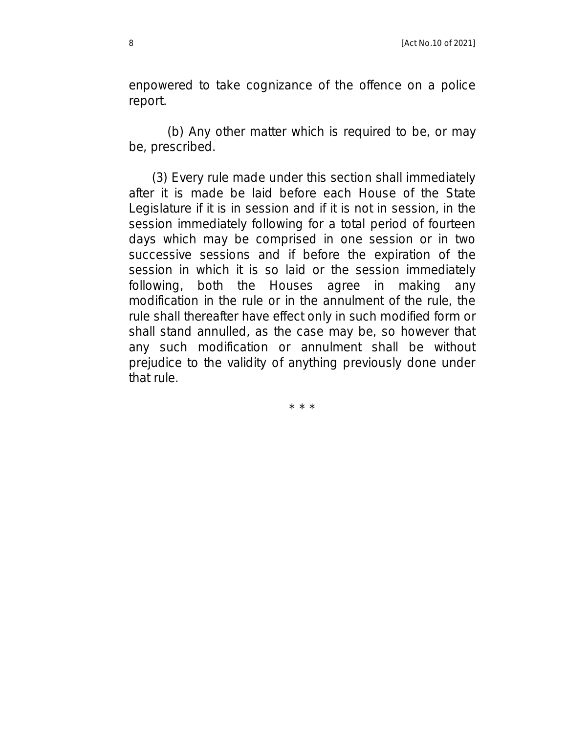enpowered to take cognizance of the offence on a police report.

(b) Any other matter which is required to be, or may be, prescribed.

(3) Every rule made under this section shall immediately after it is made be laid before each House of the State Legislature if it is in session and if it is not in session, in the session immediately following for a total period of fourteen days which may be comprised in one session or in two successive sessions and if before the expiration of the session in which it is so laid or the session immediately following, both the Houses agree in making any modification in the rule or in the annulment of the rule, the rule shall thereafter have effect only in such modified form or shall stand annulled, as the case may be, so however that any such modification or annulment shall be without prejudice to the validity of anything previously done under that rule.

* * *